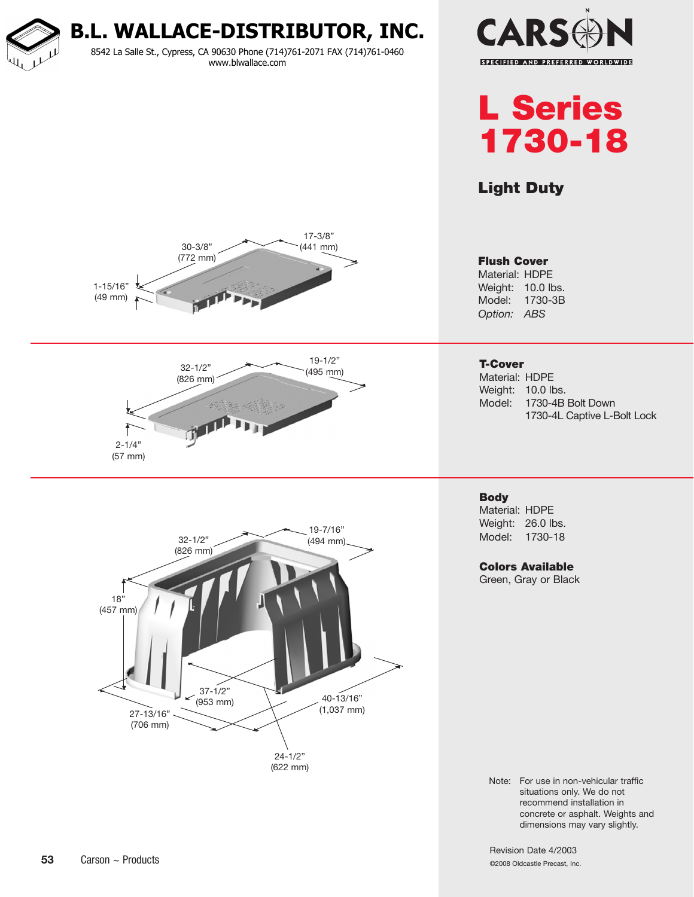# B.L. WALLACE-DISTRIBUTOR, INC.

8542 La Salle St., Cypress, CA 90630 Phone (714)761-2071 FAX (714)761-0460
www.blwallace.com

CARSON
SPECIFIED AND PREFERRED WORLDWIDE

# L Series 1730-18

## Light Duty

30-3/8" (772 mm)
17-3/8" (441 mm)
1-15/16" (49 mm)

### Flush Cover

Material: HDPE
Weight: 10.0 lbs.
Model: 1730-3B
*Option: ABS*

32-1/2" (826 mm)
19-1/2" (495 mm)
2-1/4" (57 mm)

### T-Cover

Material: HDPE
Weight: 10.0 lbs.
Model: 1730-4B Bolt Down
1730-4L Captive L-Bolt Lock

32-1/2" (826 mm)
19-7/16" (494 mm)
18" (457 mm)
37-1/2" (953 mm)
27-13/16" (706 mm)
40-13/16" (1,037 mm)
24-1/2" (622 mm)

### Body

Material: HDPE
Weight: 26.0 lbs.
Model: 1730-18

### Colors Available

Green, Gray or Black

Note: For use in non-vehicular traffic situations only. We do not recommend installation in concrete or asphalt. Weights and dimensions may vary slightly.

Revision Date 4/2003

©2008 Oldcastle Precast, Inc.

Carson ~ Products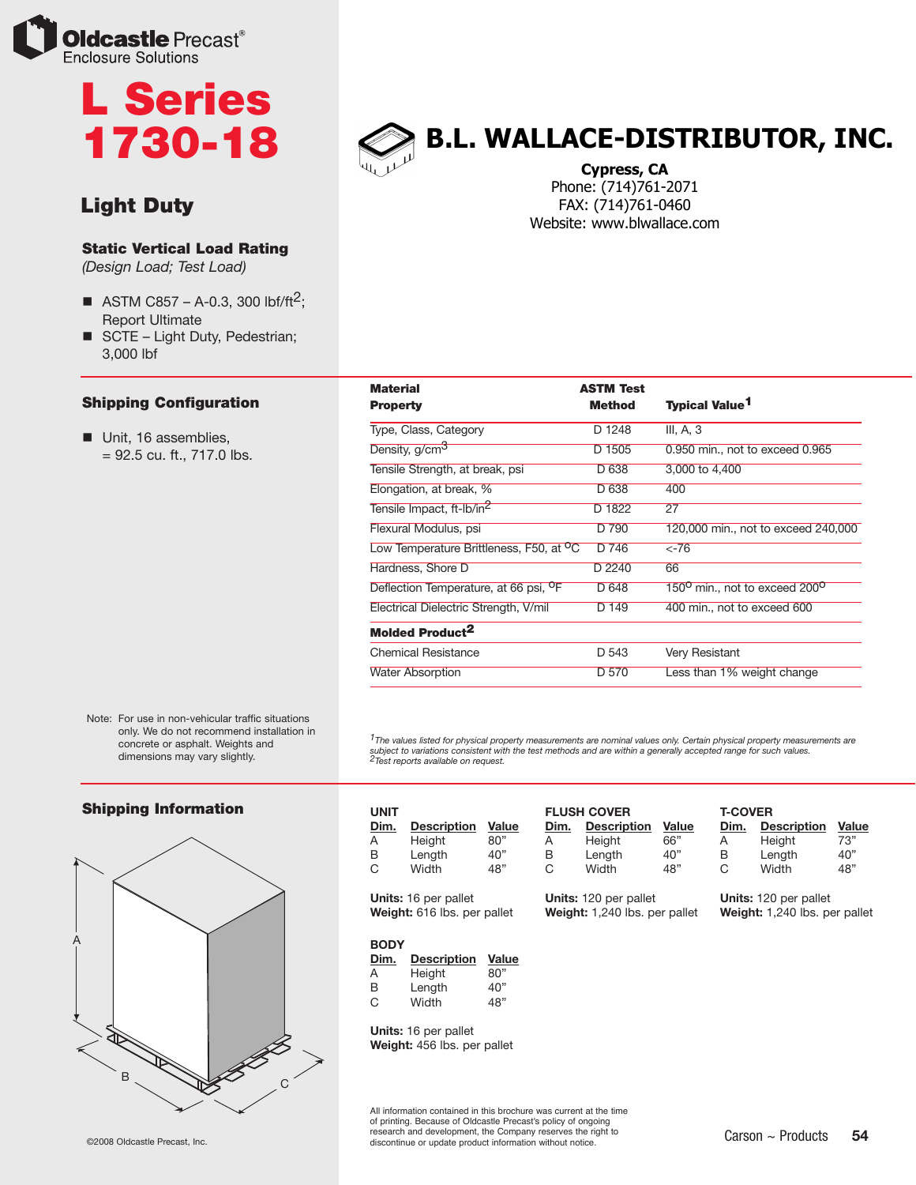# L Series 1730-18

## Light Duty

### Static Vertical Load Rating

*(Design Load; Test Load)*

- ASTM C857 – A-0.3, 300 lbf/ft$^2$; Report Ultimate
- SCTE – Light Duty, Pedestrian; 3,000 lbf

### Shipping Configuration

- Unit, 16 assemblies, = 92.5 cu. ft., 717.0 lbs.

Note: For use in non-vehicular traffic situations only. We do not recommend installation in concrete or asphalt. Weights and dimensions may vary slightly.

## B.L. WALLACE-DISTRIBUTOR, INC.

**Cypress, CA**
Phone: (714)761-2071
FAX: (714)761-0460
Website: www.blwallace.com

| Material Property | ASTM Test Method | Typical Value[1] |
|---|---|---|
| Type, Class, Category | D 1248 | III, A, 3 |
| Density, g/cm$^3$ | D 1505 | 0.950 min., not to exceed 0.965 |
| Tensile Strength, at break, psi | D 638 | 3,000 to 4,400 |
| Elongation, at break, % | D 638 | 400 |
| Tensile Impact, ft-lb/in$^2$ | D 1822 | 27 |
| Flexural Modulus, psi | D 790 | 120,000 min., not to exceed 240,000 |
| Low Temperature Brittleness, F50, at °C | D 746 | <-76 |
| Hardness, Shore D | D 2240 | 66 |
| Deflection Temperature, at 66 psi, °F | D 648 | 150° min., not to exceed 200° |
| Electrical Dielectric Strength, V/mil | D 149 | 400 min., not to exceed 600 |
| **Molded Product[2]** | | |
| Chemical Resistance | D 543 | Very Resistant |
| Water Absorption | D 570 | Less than 1% weight change |

*[1]The values listed for physical property measurements are nominal values only. Certain physical property measurements are subject to variations consistent with the test methods and are within a generally accepted range for such values.*
*[2]Test reports available on request.*

### Shipping Information

A

B

C

**UNIT**

| Dim. | Description | Value |
|---|---|---|
| A | Height | 80” |
| B | Length | 40” |
| C | Width | 48” |

**Units:** 16 per pallet
**Weight:** 616 lbs. per pallet

**BODY**

| Dim. | Description | Value |
|---|---|---|
| A | Height | 80” |
| B | Length | 40” |
| C | Width | 48” |

**Units:** 16 per pallet
**Weight:** 456 lbs. per pallet

**FLUSH COVER**

| Dim. | Description | Value |
|---|---|---|
| A | Height | 66” |
| B | Length | 40” |
| C | Width | 48” |

**Units:** 120 per pallet
**Weight:** 1,240 lbs. per pallet

**T-COVER**

| Dim. | Description | Value |
|---|---|---|
| A | Height | 73” |
| B | Length | 40” |
| C | Width | 48” |

**Units:** 120 per pallet
**Weight:** 1,240 lbs. per pallet

All information contained in this brochure was current at the time of printing. Because of Oldcastle Precast's policy of ongoing research and development, the Company reserves the right to discontinue or update product information without notice.

©2008 Oldcastle Precast, Inc.

Carson ~ Products